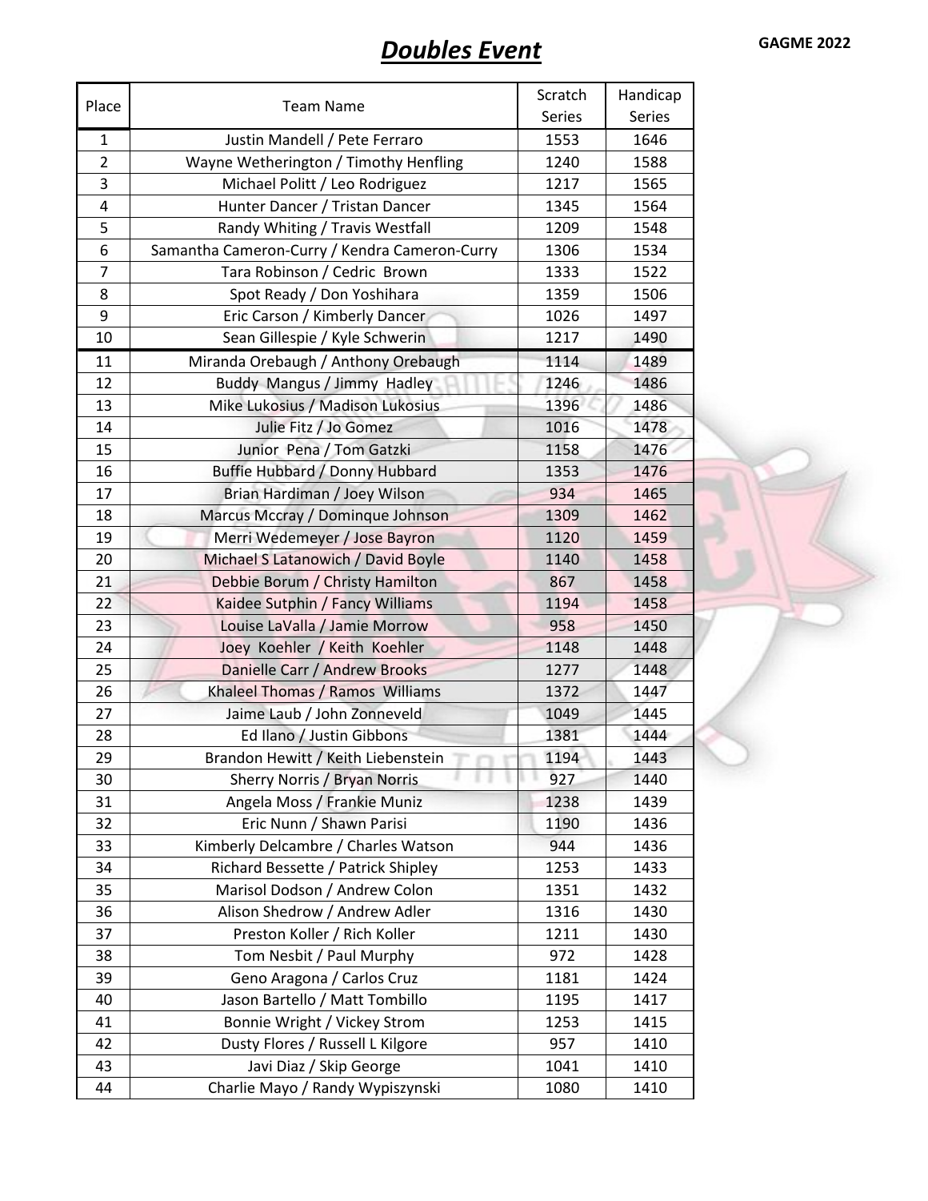# *Doubles Event*

GAGME 2022

| Place | Team Name | Scratch Series | Handicap Series |
|---|---|---|---|
| 1 | Justin Mandell / Pete Ferraro | 1553 | 1646 |
| 2 | Wayne Wetherington / Timothy Henfling | 1240 | 1588 |
| 3 | Michael Politt / Leo Rodriguez | 1217 | 1565 |
| 4 | Hunter Dancer / Tristan Dancer | 1345 | 1564 |
| 5 | Randy Whiting / Travis Westfall | 1209 | 1548 |
| 6 | Samantha Cameron-Curry / Kendra Cameron-Curry | 1306 | 1534 |
| 7 | Tara Robinson / Cedric Brown | 1333 | 1522 |
| 8 | Spot Ready / Don Yoshihara | 1359 | 1506 |
| 9 | Eric Carson / Kimberly Dancer | 1026 | 1497 |
| 10 | Sean Gillespie / Kyle Schwerin | 1217 | 1490 |
| 11 | Miranda Orebaugh / Anthony Orebaugh | 1114 | 1489 |
| 12 | Buddy Mangus / Jimmy Hadley | 1246 | 1486 |
| 13 | Mike Lukosius / Madison Lukosius | 1396 | 1486 |
| 14 | Julie Fitz / Jo Gomez | 1016 | 1478 |
| 15 | Junior Pena / Tom Gatzki | 1158 | 1476 |
| 16 | Buffie Hubbard / Donny Hubbard | 1353 | 1476 |
| 17 | Brian Hardiman / Joey Wilson | 934 | 1465 |
| 18 | Marcus Mccray / Dominque Johnson | 1309 | 1462 |
| 19 | Merri Wedemeyer / Jose Bayron | 1120 | 1459 |
| 20 | Michael S Latanowich / David Boyle | 1140 | 1458 |
| 21 | Debbie Borum / Christy Hamilton | 867 | 1458 |
| 22 | Kaidee Sutphin / Fancy Williams | 1194 | 1458 |
| 23 | Louise LaValla / Jamie Morrow | 958 | 1450 |
| 24 | Joey Koehler / Keith Koehler | 1148 | 1448 |
| 25 | Danielle Carr / Andrew Brooks | 1277 | 1448 |
| 26 | Khaleel Thomas / Ramos Williams | 1372 | 1447 |
| 27 | Jaime Laub / John Zonneveld | 1049 | 1445 |
| 28 | Ed Ilano / Justin Gibbons | 1381 | 1444 |
| 29 | Brandon Hewitt / Keith Liebenstein | 1194 | 1443 |
| 30 | Sherry Norris / Bryan Norris | 927 | 1440 |
| 31 | Angela Moss / Frankie Muniz | 1238 | 1439 |
| 32 | Eric Nunn / Shawn Parisi | 1190 | 1436 |
| 33 | Kimberly Delcambre / Charles Watson | 944 | 1436 |
| 34 | Richard Bessette / Patrick Shipley | 1253 | 1433 |
| 35 | Marisol Dodson / Andrew Colon | 1351 | 1432 |
| 36 | Alison Shedrow / Andrew Adler | 1316 | 1430 |
| 37 | Preston Koller / Rich Koller | 1211 | 1430 |
| 38 | Tom Nesbit / Paul Murphy | 972 | 1428 |
| 39 | Geno Aragona / Carlos Cruz | 1181 | 1424 |
| 40 | Jason Bartello / Matt Tombillo | 1195 | 1417 |
| 41 | Bonnie Wright / Vickey Strom | 1253 | 1415 |
| 42 | Dusty Flores / Russell L Kilgore | 957 | 1410 |
| 43 | Javi Diaz / Skip George | 1041 | 1410 |
| 44 | Charlie Mayo / Randy Wypiszynski | 1080 | 1410 |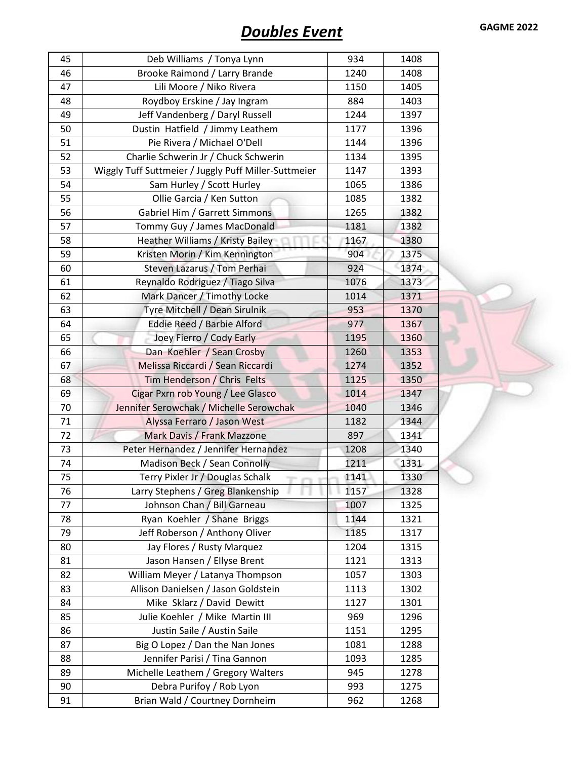# ***Doubles Event***

| | | | |
|---|---|---|---|
| 45 | Deb Williams / Tonya Lynn | 934 | 1408 |
| 46 | Brooke Raimond / Larry Brande | 1240 | 1408 |
| 47 | Lili Moore / Niko Rivera | 1150 | 1405 |
| 48 | Roydboy Erskine / Jay Ingram | 884 | 1403 |
| 49 | Jeff Vandenberg / Daryl Russell | 1244 | 1397 |
| 50 | Dustin Hatfield / Jimmy Leathem | 1177 | 1396 |
| 51 | Pie Rivera / Michael O'Dell | 1144 | 1396 |
| 52 | Charlie Schwerin Jr / Chuck Schwerin | 1134 | 1395 |
| 53 | Wiggly Tuff Suttmeier / Juggly Puff Miller-Suttmeier | 1147 | 1393 |
| 54 | Sam Hurley / Scott Hurley | 1065 | 1386 |
| 55 | Ollie Garcia / Ken Sutton | 1085 | 1382 |
| 56 | Gabriel Him / Garrett Simmons | 1265 | 1382 |
| 57 | Tommy Guy / James MacDonald | 1181 | 1382 |
| 58 | Heather Williams / Kristy Bailey | 1167 | 1380 |
| 59 | Kristen Morin / Kim Kennington | 904 | 1375 |
| 60 | Steven Lazarus / Tom Perhai | 924 | 1374 |
| 61 | Reynaldo Rodriguez / Tiago Silva | 1076 | 1373 |
| 62 | Mark Dancer / Timothy Locke | 1014 | 1371 |
| 63 | Tyre Mitchell / Dean Sirulnik | 953 | 1370 |
| 64 | Eddie Reed / Barbie Alford | 977 | 1367 |
| 65 | Joey Fierro / Cody Early | 1195 | 1360 |
| 66 | Dan Koehler / Sean Crosby | 1260 | 1353 |
| 67 | Melissa Riccardi / Sean Riccardi | 1274 | 1352 |
| 68 | Tim Henderson / Chris Felts | 1125 | 1350 |
| 69 | Cigar Pxrn rob Young / Lee Glasco | 1014 | 1347 |
| 70 | Jennifer Serowchak / Michelle Serowchak | 1040 | 1346 |
| 71 | Alyssa Ferraro / Jason West | 1182 | 1344 |
| 72 | Mark Davis / Frank Mazzone | 897 | 1341 |
| 73 | Peter Hernandez / Jennifer Hernandez | 1208 | 1340 |
| 74 | Madison Beck / Sean Connolly | 1211 | 1331 |
| 75 | Terry Pixler Jr / Douglas Schalk | 1141 | 1330 |
| 76 | Larry Stephens / Greg Blankenship | 1157 | 1328 |
| 77 | Johnson Chan / Bill Garneau | 1007 | 1325 |
| 78 | Ryan Koehler / Shane Briggs | 1144 | 1321 |
| 79 | Jeff Roberson / Anthony Oliver | 1185 | 1317 |
| 80 | Jay Flores / Rusty Marquez | 1204 | 1315 |
| 81 | Jason Hansen / Ellyse Brent | 1121 | 1313 |
| 82 | William Meyer / Latanya Thompson | 1057 | 1303 |
| 83 | Allison Danielsen / Jason Goldstein | 1113 | 1302 |
| 84 | Mike Sklarz / David Dewitt | 1127 | 1301 |
| 85 | Julie Koehler / Mike Martin III | 969 | 1296 |
| 86 | Justin Saile / Austin Saile | 1151 | 1295 |
| 87 | Big O Lopez / Dan the Nan Jones | 1081 | 1288 |
| 88 | Jennifer Parisi / Tina Gannon | 1093 | 1285 |
| 89 | Michelle Leathem / Gregory Walters | 945 | 1278 |
| 90 | Debra Purifoy / Rob Lyon | 993 | 1275 |
| 91 | Brian Wald / Courtney Dornheim | 962 | 1268 |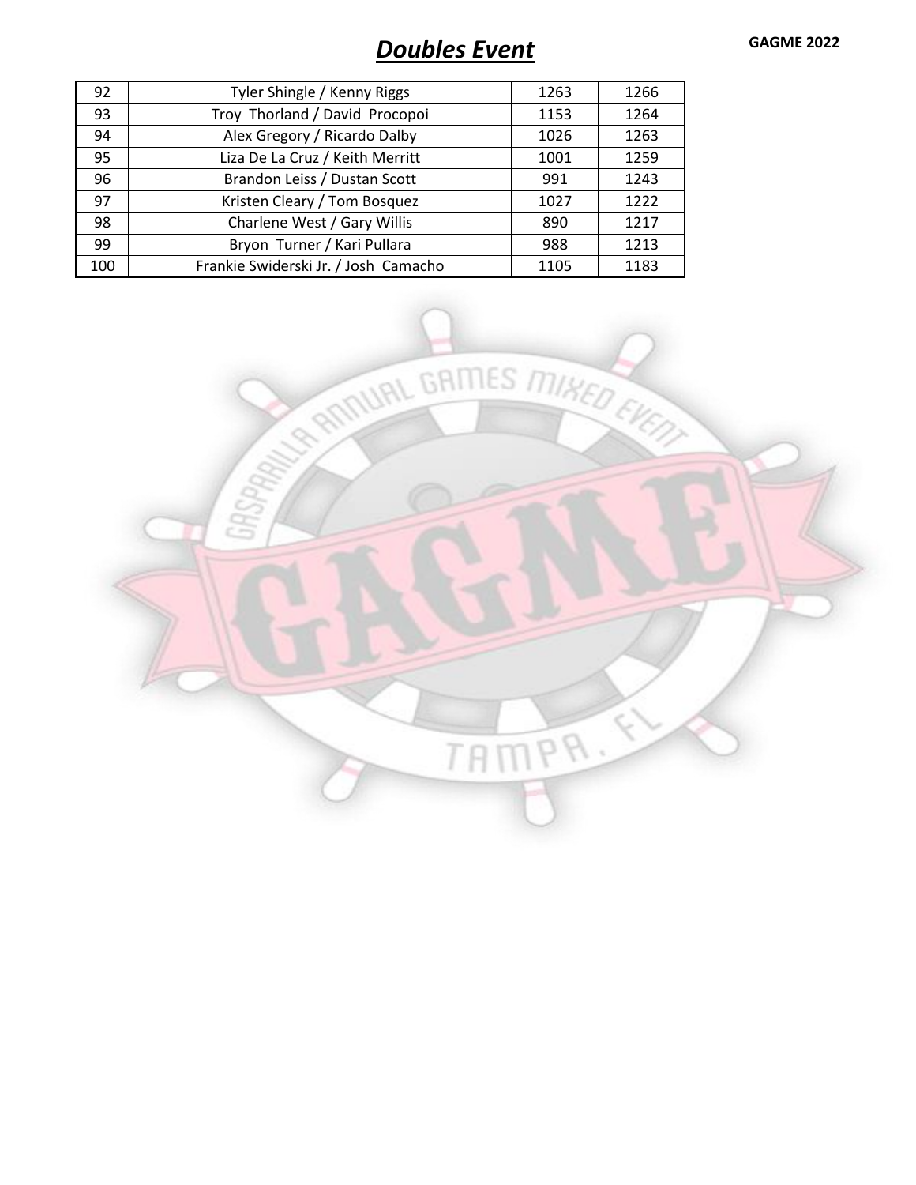# *Doubles Event*

| | | | |
|---|---|---|---|
| 92 | Tyler Shingle / Kenny Riggs | 1263 | 1266 |
| 93 | Troy  Thorland / David  Procopoi | 1153 | 1264 |
| 94 | Alex Gregory / Ricardo Dalby | 1026 | 1263 |
| 95 | Liza De La Cruz / Keith Merritt | 1001 | 1259 |
| 96 | Brandon Leiss / Dustan Scott | 991 | 1243 |
| 97 | Kristen Cleary / Tom Bosquez | 1027 | 1222 |
| 98 | Charlene West / Gary Willis | 890 | 1217 |
| 99 | Bryon  Turner / Kari Pullara | 988 | 1213 |
| 100 | Frankie Swiderski Jr. / Josh  Camacho | 1105 | 1183 |